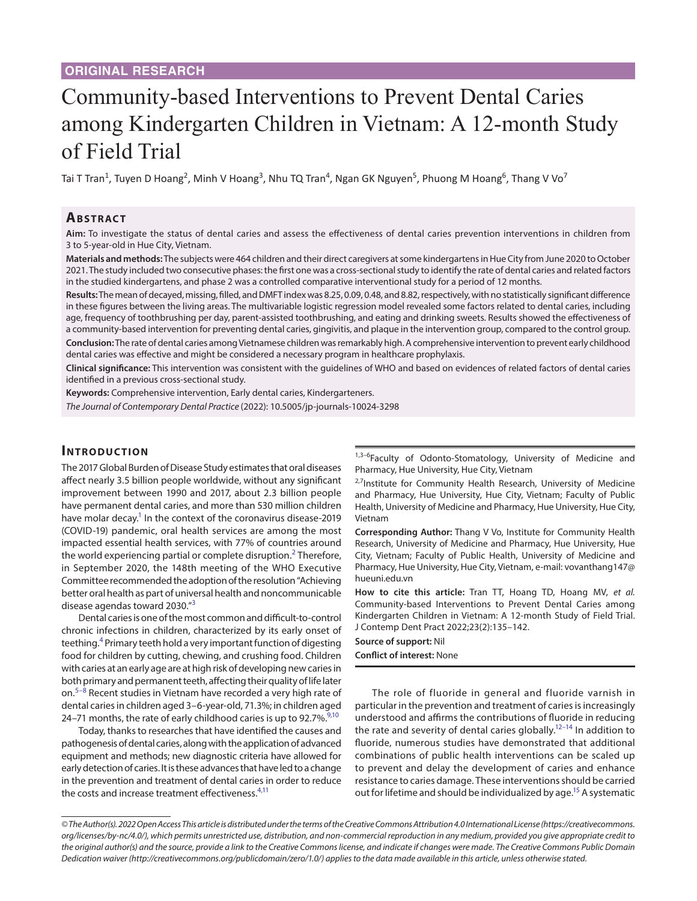ORIGINAL RESEARCH

# Community-based Interventions to Prevent Dental Caries among Kindergarten Children in Vietnam: A 12-month Study of Field Trial

Tai T Tran[1], Tuyen D Hoang[2], Minh V Hoang[3], Nhu TQ Tran[4], Ngan GK Nguyen[5], Phuong M Hoang[6], Thang V Vo[7]

## Abstract

**Aim:** To investigate the status of dental caries and assess the effectiveness of dental caries prevention interventions in children from 3 to 5-year-old in Hue City, Vietnam.

**Materials and methods:** The subjects were 464 children and their direct caregivers at some kindergartens in Hue City from June 2020 to October 2021. The study included two consecutive phases: the first one was a cross-sectional study to identify the rate of dental caries and related factors in the studied kindergartens, and phase 2 was a controlled comparative interventional study for a period of 12 months.

**Results:** The mean of decayed, missing, filled, and DMFT index was 8.25, 0.09, 0.48, and 8.82, respectively, with no statistically significant difference in these figures between the living areas. The multivariable logistic regression model revealed some factors related to dental caries, including age, frequency of toothbrushing per day, parent-assisted toothbrushing, and eating and drinking sweets. Results showed the effectiveness of a community-based intervention for preventing dental caries, gingivitis, and plaque in the intervention group, compared to the control group.

**Conclusion:** The rate of dental caries among Vietnamese children was remarkably high. A comprehensive intervention to prevent early childhood dental caries was effective and might be considered a necessary program in healthcare prophylaxis.

**Clinical significance:** This intervention was consistent with the guidelines of WHO and based on evidences of related factors of dental caries identified in a previous cross-sectional study.

**Keywords:** Comprehensive intervention, Early dental caries, Kindergarteners.

*The Journal of Contemporary Dental Practice* (2022): 10.5005/jp-journals-10024-3298

## Introduction

The 2017 Global Burden of Disease Study estimates that oral diseases affect nearly 3.5 billion people worldwide, without any significant improvement between 1990 and 2017, about 2.3 billion people have permanent dental caries, and more than 530 million children have molar decay.[1] In the context of the coronavirus disease-2019 (COVID-19) pandemic, oral health services are among the most impacted essential health services, with 77% of countries around the world experiencing partial or complete disruption.[2] Therefore, in September 2020, the 148th meeting of the WHO Executive Committee recommended the adoption of the resolution "Achieving better oral health as part of universal health and noncommunicable disease agendas toward 2030."[3]

Dental caries is one of the most common and difficult-to-control chronic infections in children, characterized by its early onset of teething.[4] Primary teeth hold a very important function of digesting food for children by cutting, chewing, and crushing food. Children with caries at an early age are at high risk of developing new caries in both primary and permanent teeth, affecting their quality of life later on.[5–8] Recent studies in Vietnam have recorded a very high rate of dental caries in children aged 3–6-year-old, 71.3%; in children aged 24–71 months, the rate of early childhood caries is up to 92.7%.[9,10]

Today, thanks to researches that have identified the causes and pathogenesis of dental caries, along with the application of advanced equipment and methods; new diagnostic criteria have allowed for early detection of caries. It is these advances that have led to a change in the prevention and treatment of dental caries in order to reduce the costs and increase treatment effectiveness.[4,11]

[1,3–6]Faculty of Odonto-Stomatology, University of Medicine and Pharmacy, Hue University, Hue City, Vietnam

[2,7]Institute for Community Health Research, University of Medicine and Pharmacy, Hue University, Hue City, Vietnam; Faculty of Public Health, University of Medicine and Pharmacy, Hue University, Hue City, Vietnam

**Corresponding Author:** Thang V Vo, Institute for Community Health Research, University of Medicine and Pharmacy, Hue University, Hue City, Vietnam; Faculty of Public Health, University of Medicine and Pharmacy, Hue University, Hue City, Vietnam, e-mail: vovanthang147@hueuni.edu.vn

**How to cite this article:** Tran TT, Hoang TD, Hoang MV, *et al.* Community-based Interventions to Prevent Dental Caries among Kindergarten Children in Vietnam: A 12-month Study of Field Trial. J Contemp Dent Pract 2022;23(2):135–142.

**Source of support:** Nil

**Conflict of interest:** None

The role of fluoride in general and fluoride varnish in particular in the prevention and treatment of caries is increasingly understood and affirms the contributions of fluoride in reducing the rate and severity of dental caries globally.[12–14] In addition to fluoride, numerous studies have demonstrated that additional combinations of public health interventions can be scaled up to prevent and delay the development of caries and enhance resistance to caries damage. These interventions should be carried out for lifetime and should be individualized by age.[15] A systematic

© The Author(s). 2022 Open Access This article is distributed under the terms of the Creative Commons Attribution 4.0 International License (https://creativecommons.org/licenses/by-nc/4.0/), which permits unrestricted use, distribution, and non-commercial reproduction in any medium, provided you give appropriate credit to the original author(s) and the source, provide a link to the Creative Commons license, and indicate if changes were made. The Creative Commons Public Domain Dedication waiver (http://creativecommons.org/publicdomain/zero/1.0/) applies to the data made available in this article, unless otherwise stated.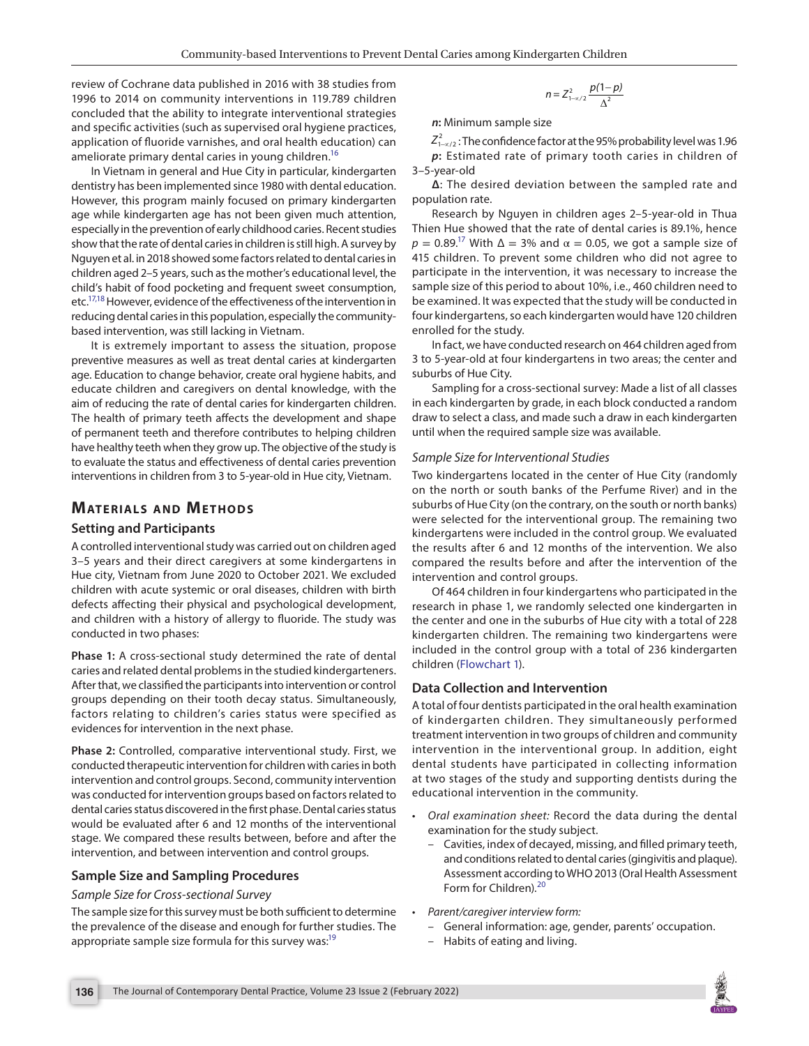review of Cochrane data published in 2016 with 38 studies from 1996 to 2014 on community interventions in 119.789 children concluded that the ability to integrate interventional strategies and specific activities (such as supervised oral hygiene practices, application of fluoride varnishes, and oral health education) can ameliorate primary dental caries in young children.[16]

In Vietnam in general and Hue City in particular, kindergarten dentistry has been implemented since 1980 with dental education. However, this program mainly focused on primary kindergarten age while kindergarten age has not been given much attention, especially in the prevention of early childhood caries. Recent studies show that the rate of dental caries in children is still high. A survey by Nguyen et al. in 2018 showed some factors related to dental caries in children aged 2–5 years, such as the mother's educational level, the child's habit of food pocketing and frequent sweet consumption, etc.[17,18] However, evidence of the effectiveness of the intervention in reducing dental caries in this population, especially the community-based intervention, was still lacking in Vietnam.

It is extremely important to assess the situation, propose preventive measures as well as treat dental caries at kindergarten age. Education to change behavior, create oral hygiene habits, and educate children and caregivers on dental knowledge, with the aim of reducing the rate of dental caries for kindergarten children. The health of primary teeth affects the development and shape of permanent teeth and therefore contributes to helping children have healthy teeth when they grow up. The objective of the study is to evaluate the status and effectiveness of dental caries prevention interventions in children from 3 to 5-year-old in Hue city, Vietnam.

## Materials and Methods

### Setting and Participants

A controlled interventional study was carried out on children aged 3–5 years and their direct caregivers at some kindergartens in Hue city, Vietnam from June 2020 to October 2021. We excluded children with acute systemic or oral diseases, children with birth defects affecting their physical and psychological development, and children with a history of allergy to fluoride. The study was conducted in two phases:

**Phase 1:** A cross-sectional study determined the rate of dental caries and related dental problems in the studied kindergarteners. After that, we classified the participants into intervention or control groups depending on their tooth decay status. Simultaneously, factors relating to children's caries status were specified as evidences for intervention in the next phase.

**Phase 2:** Controlled, comparative interventional study. First, we conducted therapeutic intervention for children with caries in both intervention and control groups. Second, community intervention was conducted for intervention groups based on factors related to dental caries status discovered in the first phase. Dental caries status would be evaluated after 6 and 12 months of the interventional stage. We compared these results between, before and after the intervention, and between intervention and control groups.

### Sample Size and Sampling Procedures

*Sample Size for Cross-sectional Survey*

The sample size for this survey must be both sufficient to determine the prevalence of the disease and enough for further studies. The appropriate sample size formula for this survey was:[19]

$$n = Z^2_{1-\alpha/2} \frac{p(1-p)}{\Delta^2}$$

***n*:** Minimum sample size

$Z^2_{1-\alpha/2}$: The confidence factor at the 95% probability level was 1.96

***p*:** Estimated rate of primary tooth caries in children of 3–5-year-old

**Δ**: The desired deviation between the sampled rate and population rate.

Research by Nguyen in children ages 2–5-year-old in Thua Thien Hue showed that the rate of dental caries is 89.1%, hence $p = 0.89$.[17] With $\Delta = 3\%$ and $\alpha = 0.05$, we got a sample size of 415 children. To prevent some children who did not agree to participate in the intervention, it was necessary to increase the sample size of this period to about 10%, i.e., 460 children need to be examined. It was expected that the study will be conducted in four kindergartens, so each kindergarten would have 120 children enrolled for the study.

In fact, we have conducted research on 464 children aged from 3 to 5-year-old at four kindergartens in two areas; the center and suburbs of Hue City.

Sampling for a cross-sectional survey: Made a list of all classes in each kindergarten by grade, in each block conducted a random draw to select a class, and made such a draw in each kindergarten until when the required sample size was available.

*Sample Size for Interventional Studies*

Two kindergartens located in the center of Hue City (randomly on the north or south banks of the Perfume River) and in the suburbs of Hue City (on the contrary, on the south or north banks) were selected for the interventional group. The remaining two kindergartens were included in the control group. We evaluated the results after 6 and 12 months of the intervention. We also compared the results before and after the intervention of the intervention and control groups.

Of 464 children in four kindergartens who participated in the research in phase 1, we randomly selected one kindergarten in the center and one in the suburbs of Hue city with a total of 228 kindergarten children. The remaining two kindergartens were included in the control group with a total of 236 kindergarten children (Flowchart 1).

### Data Collection and Intervention

A total of four dentists participated in the oral health examination of kindergarten children. They simultaneously performed treatment intervention in two groups of children and community intervention in the interventional group. In addition, eight dental students have participated in collecting information at two stages of the study and supporting dentists during the educational intervention in the community.

- *Oral examination sheet:* Record the data during the dental examination for the study subject.
  - Cavities, index of decayed, missing, and filled primary teeth, and conditions related to dental caries (gingivitis and plaque). Assessment according to WHO 2013 (Oral Health Assessment Form for Children).[20]
- *Parent/caregiver interview form:*
  - General information: age, gender, parents' occupation.
  - Habits of eating and living.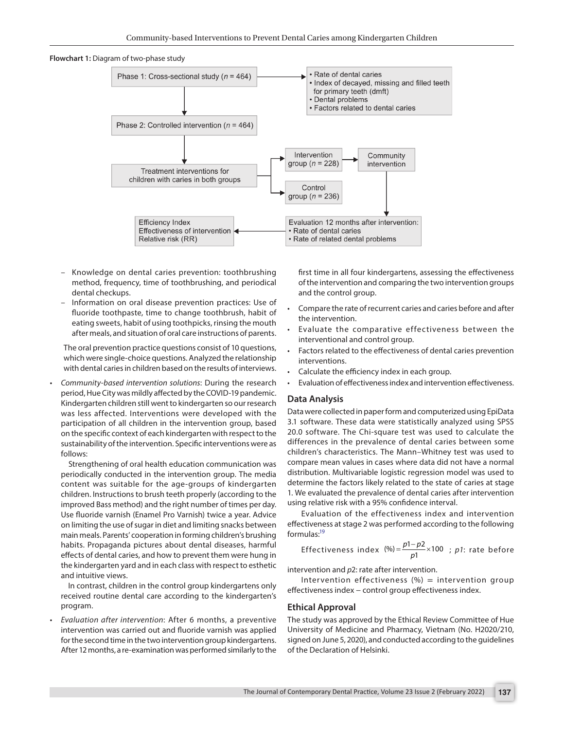**Flowchart 1:** Diagram of two-phase study

Phase 1: Cross-sectional study ($n$ = 464) → • Rate of dental caries • Index of decayed, missing and filled teeth for primary teeth (dmft) • Dental problems • Factors related to dental caries

Phase 2: Controlled intervention ($n$ = 464)

Treatment interventions for children with caries in both groups → Intervention group ($n$ = 228) → Community intervention; Control group ($n$ = 236)

Evaluation 12 months after intervention: • Rate of dental caries • Rate of related dental problems → Efficiency Index, Effectiveness of intervention, Relative risk (RR)

- Knowledge on dental caries prevention: toothbrushing method, frequency, time of toothbrushing, and periodical dental checkups.
- Information on oral disease prevention practices: Use of fluoride toothpaste, time to change toothbrush, habit of eating sweets, habit of using toothpicks, rinsing the mouth after meals, and situation of oral care instructions of parents.

The oral prevention practice questions consist of 10 questions, which were single-choice questions. Analyzed the relationship with dental caries in children based on the results of interviews.

- *Community-based intervention solutions*: During the research period, Hue City was mildly affected by the COVID-19 pandemic. Kindergarten children still went to kindergarten so our research was less affected. Interventions were developed with the participation of all children in the intervention group, based on the specific context of each kindergarten with respect to the sustainability of the intervention. Specific interventions were as follows:

  Strengthening of oral health education communication was periodically conducted in the intervention group. The media content was suitable for the age-groups of kindergarten children. Instructions to brush teeth properly (according to the improved Bass method) and the right number of times per day. Use fluoride varnish (Enamel Pro Varnish) twice a year. Advice on limiting the use of sugar in diet and limiting snacks between main meals. Parents' cooperation in forming children's brushing habits. Propaganda pictures about dental diseases, harmful effects of dental caries, and how to prevent them were hung in the kindergarten yard and in each class with respect to esthetic and intuitive views.

  In contrast, children in the control group kindergartens only received routine dental care according to the kindergarten's program.

- *Evaluation after intervention*: After 6 months, a preventive intervention was carried out and fluoride varnish was applied for the second time in the two intervention group kindergartens. After 12 months, a re-examination was performed similarly to the first time in all four kindergartens, assessing the effectiveness of the intervention and comparing the two intervention groups and the control group.
- Compare the rate of recurrent caries and caries before and after the intervention.
- Evaluate the comparative effectiveness between the interventional and control group.
- Factors related to the effectiveness of dental caries prevention interventions.
- Calculate the efficiency index in each group.
- Evaluation of effectiveness index and intervention effectiveness.

## Data Analysis

Data were collected in paper form and computerized using EpiData 3.1 software. These data were statistically analyzed using SPSS 20.0 software. The Chi-square test was used to calculate the differences in the prevalence of dental caries between some children's characteristics. The Mann–Whitney test was used to compare mean values in cases where data did not have a normal distribution. Multivariable logistic regression model was used to determine the factors likely related to the state of caries at stage 1. We evaluated the prevalence of dental caries after intervention using relative risk with a 95% confidence interval.

Evaluation of the effectiveness index and intervention effectiveness at stage 2 was performed according to the following formulas:[19]

Effectiveness index $(\%) = \frac{p1 - p2}{p1} \times 100$ ; *p1*: rate before intervention and *p2*: rate after intervention.

Intervention effectiveness (%) = intervention group effectiveness index – control group effectiveness index.

## Ethical Approval

The study was approved by the Ethical Review Committee of Hue University of Medicine and Pharmacy, Vietnam (No. H2020/210, signed on June 5, 2020), and conducted according to the guidelines of the Declaration of Helsinki.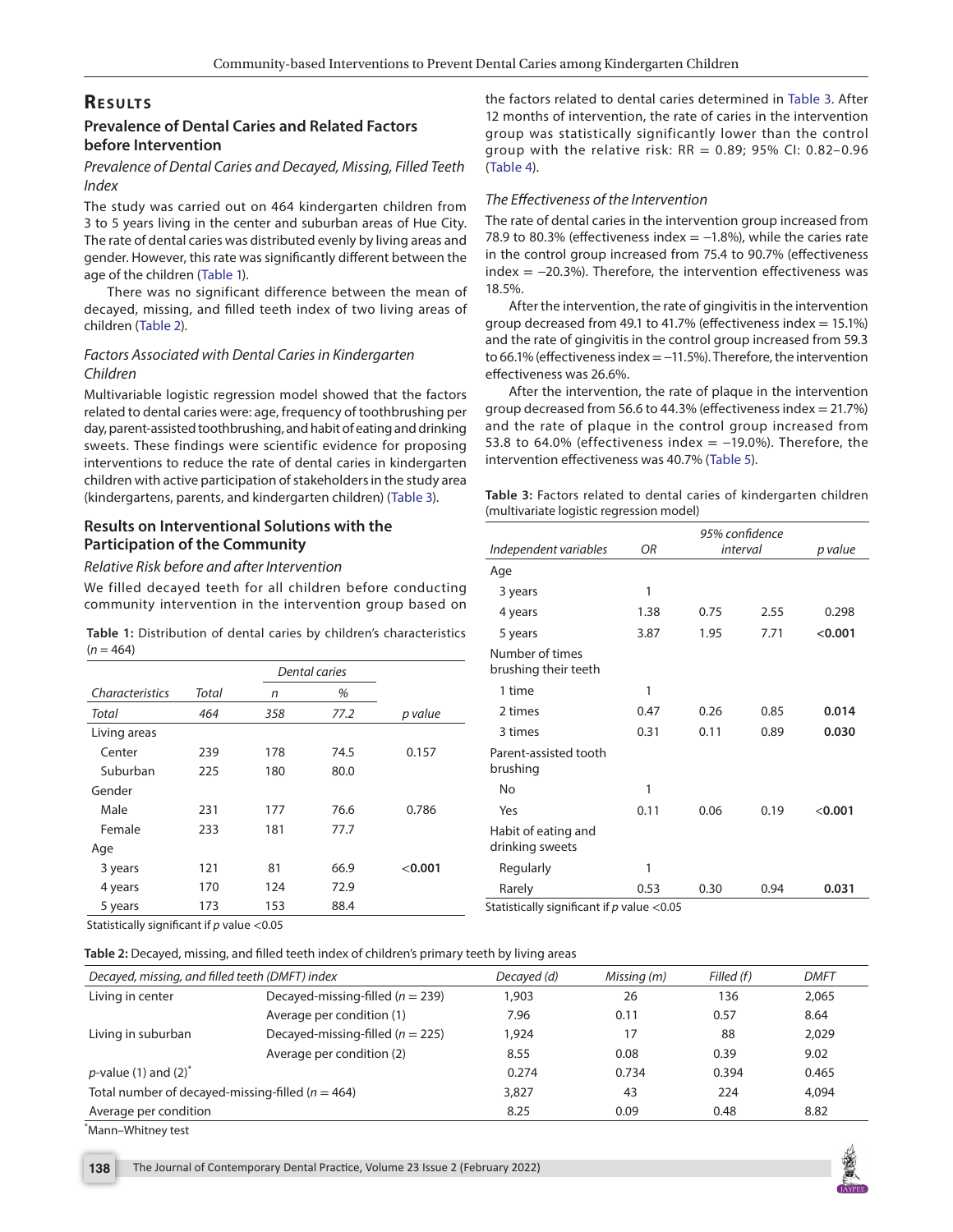# Results

## Prevalence of Dental Caries and Related Factors before Intervention

### *Prevalence of Dental Caries and Decayed, Missing, Filled Teeth Index*

The study was carried out on 464 kindergarten children from 3 to 5 years living in the center and suburban areas of Hue City. The rate of dental caries was distributed evenly by living areas and gender. However, this rate was significantly different between the age of the children (Table 1).

There was no significant difference between the mean of decayed, missing, and filled teeth index of two living areas of children (Table 2).

### *Factors Associated with Dental Caries in Kindergarten Children*

Multivariable logistic regression model showed that the factors related to dental caries were: age, frequency of toothbrushing per day, parent-assisted toothbrushing, and habit of eating and drinking sweets. These findings were scientific evidence for proposing interventions to reduce the rate of dental caries in kindergarten children with active participation of stakeholders in the study area (kindergartens, parents, and kindergarten children) (Table 3).

## Results on Interventional Solutions with the Participation of the Community

### *Relative Risk before and after Intervention*

We filled decayed teeth for all children before conducting community intervention in the intervention group based on the factors related to dental caries determined in Table 3. After 12 months of intervention, the rate of caries in the intervention group was statistically significantly lower than the control group with the relative risk: RR = 0.89; 95% CI: 0.82–0.96 (Table 4).

### *The Effectiveness of the Intervention*

The rate of dental caries in the intervention group increased from 78.9 to 80.3% (effectiveness index = −1.8%), while the caries rate in the control group increased from 75.4 to 90.7% (effectiveness index = −20.3%). Therefore, the intervention effectiveness was 18.5%.

After the intervention, the rate of gingivitis in the intervention group decreased from 49.1 to 41.7% (effectiveness index = 15.1%) and the rate of gingivitis in the control group increased from 59.3 to 66.1% (effectiveness index = −11.5%). Therefore, the intervention effectiveness was 26.6%.

After the intervention, the rate of plaque in the intervention group decreased from 56.6 to 44.3% (effectiveness index = 21.7%) and the rate of plaque in the control group increased from 53.8 to 64.0% (effectiveness index = −19.0%). Therefore, the intervention effectiveness was 40.7% (Table 5).

**Table 1:** Distribution of dental caries by children's characteristics ($n = 464$)

| | | *Dental caries* | | |
|---|---|---|---|---|
| *Characteristics* | *Total* | *n* | *%* | |
| *Total* | *464* | *358* | *77.2* | *p value* |
| Living areas | | | | |
| Center | 239 | 178 | 74.5 | 0.157 |
| Suburban | 225 | 180 | 80.0 | |
| Gender | | | | |
| Male | 231 | 177 | 76.6 | 0.786 |
| Female | 233 | 181 | 77.7 | |
| Age | | | | |
| 3 years | 121 | 81 | 66.9 | **<0.001** |
| 4 years | 170 | 124 | 72.9 | |
| 5 years | 173 | 153 | 88.4 | |

Statistically significant if $p$ value <0.05

**Table 3:** Factors related to dental caries of kindergarten children (multivariate logistic regression model)

| *Independent variables* | *OR* | *95% confidence interval* | | *p value* |
|---|---|---|---|---|
| Age | | | | |
| 3 years | 1 | | | |
| 4 years | 1.38 | 0.75 | 2.55 | 0.298 |
| 5 years | 3.87 | 1.95 | 7.71 | **<0.001** |
| Number of times brushing their teeth | | | | |
| 1 time | 1 | | | |
| 2 times | 0.47 | 0.26 | 0.85 | **0.014** |
| 3 times | 0.31 | 0.11 | 0.89 | **0.030** |
| Parent-assisted tooth brushing | | | | |
| No | 1 | | | |
| Yes | 0.11 | 0.06 | 0.19 | **<0.001** |
| Habit of eating and drinking sweets | | | | |
| Regularly | 1 | | | |
| Rarely | 0.53 | 0.30 | 0.94 | **0.031** |

Statistically significant if $p$ value <0.05

**Table 2:** Decayed, missing, and filled teeth index of children's primary teeth by living areas

| *Decayed, missing, and filled teeth (DMFT) index* | | *Decayed (d)* | *Missing (m)* | *Filled (f)* | *DMFT* |
|---|---|---|---|---|---|
| Living in center | Decayed-missing-filled ($n = 239$) | 1,903 | 26 | 136 | 2,065 |
| | Average per condition (1) | 7.96 | 0.11 | 0.57 | 8.64 |
| Living in suburban | Decayed-missing-filled ($n = 225$) | 1,924 | 17 | 88 | 2,029 |
| | Average per condition (2) | 8.55 | 0.08 | 0.39 | 9.02 |
| $p$-value (1) and (2)* | | 0.274 | 0.734 | 0.394 | 0.465 |
| Total number of decayed-missing-filled ($n = 464$) | | 3,827 | 43 | 224 | 4,094 |
| Average per condition | | 8.25 | 0.09 | 0.48 | 8.82 |

*Mann–Whitney test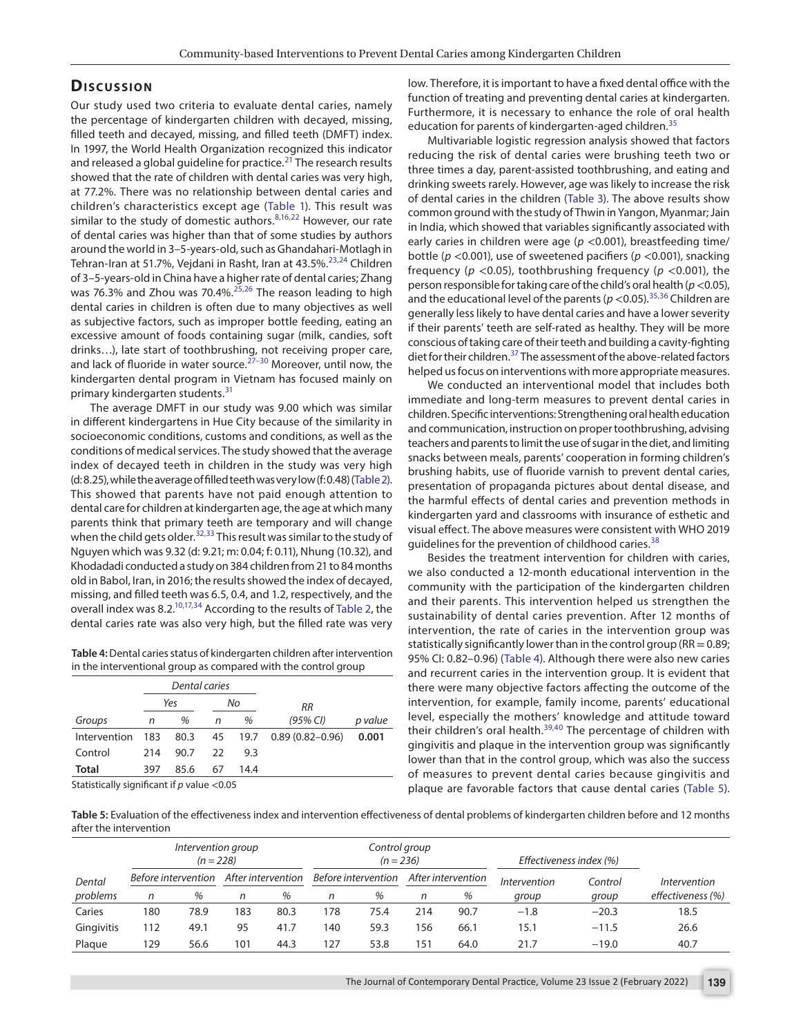## Discussion

Our study used two criteria to evaluate dental caries, namely the percentage of kindergarten children with decayed, missing, filled teeth and decayed, missing, and filled teeth (DMFT) index. In 1997, the World Health Organization recognized this indicator and released a global guideline for practice.[21] The research results showed that the rate of children with dental caries was very high, at 77.2%. There was no relationship between dental caries and children's characteristics except age (Table 1). This result was similar to the study of domestic authors.[8,16,22] However, our rate of dental caries was higher than that of some studies by authors around the world in 3–5-years-old, such as Ghandahari-Motlagh in Tehran-Iran at 51.7%, Vejdani in Rasht, Iran at 43.5%.[23,24] Children of 3–5-years-old in China have a higher rate of dental caries; Zhang was 76.3% and Zhou was 70.4%.[25,26] The reason leading to high dental caries in children is often due to many objectives as well as subjective factors, such as improper bottle feeding, eating an excessive amount of foods containing sugar (milk, candies, soft drinks…), late start of toothbrushing, not receiving proper care, and lack of fluoride in water source.[27–30] Moreover, until now, the kindergarten dental program in Vietnam has focused mainly on primary kindergarten students.[31]

The average DMFT in our study was 9.00 which was similar in different kindergartens in Hue City because of the similarity in socioeconomic conditions, customs and conditions, as well as the conditions of medical services. The study showed that the average index of decayed teeth in children in the study was very high (d: 8.25), while the average of filled teeth was very low (f: 0.48) (Table 2). This showed that parents have not paid enough attention to dental care for children at kindergarten age, the age at which many parents think that primary teeth are temporary and will change when the child gets older.[32,33] This result was similar to the study of Nguyen which was 9.32 (d: 9.21; m: 0.04; f: 0.11), Nhung (10.32), and Khodadadi conducted a study on 384 children from 21 to 84 months old in Babol, Iran, in 2016; the results showed the index of decayed, missing, and filled teeth was 6.5, 0.4, and 1.2, respectively, and the overall index was 8.2.[10,17,34] According to the results of Table 2, the dental caries rate was also very high, but the filled rate was very low. Therefore, it is important to have a fixed dental office with the function of treating and preventing dental caries at kindergarten. Furthermore, it is necessary to enhance the role of oral health education for parents of kindergarten-aged children.[35]

Multivariable logistic regression analysis showed that factors reducing the risk of dental caries were brushing teeth two or three times a day, parent-assisted toothbrushing, and eating and drinking sweets rarely. However, age was likely to increase the risk of dental caries in the children (Table 3). The above results show common ground with the study of Thwin in Yangon, Myanmar; Jain in India, which showed that variables significantly associated with early caries in children were age ($p$ <0.001), breastfeeding time/bottle ($p$ <0.001), use of sweetened pacifiers ($p$ <0.001), snacking frequency ($p$ <0.05), toothbrushing frequency ($p$ <0.001), the person responsible for taking care of the child's oral health ($p$ <0.05), and the educational level of the parents ($p$ <0.05).[35,36] Children are generally less likely to have dental caries and have a lower severity if their parents' teeth are self-rated as healthy. They will be more conscious of taking care of their teeth and building a cavity-fighting diet for their children.[37] The assessment of the above-related factors helped us focus on interventions with more appropriate measures.

We conducted an interventional model that includes both immediate and long-term measures to prevent dental caries in children. Specific interventions: Strengthening oral health education and communication, instruction on proper toothbrushing, advising teachers and parents to limit the use of sugar in the diet, and limiting snacks between meals, parents' cooperation in forming children's brushing habits, use of fluoride varnish to prevent dental caries, presentation of propaganda pictures about dental disease, and the harmful effects of dental caries and prevention methods in kindergarten yard and classrooms with insurance of esthetic and visual effect. The above measures were consistent with WHO 2019 guidelines for the prevention of childhood caries.[38]

Besides the treatment intervention for children with caries, we also conducted a 12-month educational intervention in the community with the participation of the kindergarten children and their parents. This intervention helped us strengthen the sustainability of dental caries prevention. After 12 months of intervention, the rate of caries in the intervention group was statistically significantly lower than in the control group (RR = 0.89; 95% CI: 0.82–0.96) (Table 4). Although there were also new caries and recurrent caries in the intervention group. It is evident that there were many objective factors affecting the outcome of the intervention, for example, family income, parents' educational level, especially the mothers' knowledge and attitude toward their children's oral health.[39,40] The percentage of children with gingivitis and plaque in the intervention group was significantly lower than that in the control group, which was also the success of measures to prevent dental caries because gingivitis and plaque are favorable factors that cause dental caries (Table 5).

**Table 4:** Dental caries status of kindergarten children after intervention in the interventional group as compared with the control group

| | *Dental caries* | | | | | |
|---|---|---|---|---|---|---|
| | *Yes* | | *No* | | | |
| *Groups* | *n* | *%* | *n* | *%* | *RR (95% CI)* | *p value* |
| Intervention | 183 | 80.3 | 45 | 19.7 | 0.89 (0.82–0.96) | **0.001** |
| Control | 214 | 90.7 | 22 | 9.3 | | |
| **Total** | 397 | 85.6 | 67 | 14.4 | | |

Statistically significant if $p$ value <0.05

**Table 5:** Evaluation of the effectiveness index and intervention effectiveness of dental problems of kindergarten children before and 12 months after the intervention

| | *Intervention group (n = 228)* | | | | *Control group (n = 236)* | | | | *Effectiveness index (%)* | | |
|---|---|---|---|---|---|---|---|---|---|---|---|
| | *Before intervention* | | *After intervention* | | *Before intervention* | | *After intervention* | | | | |
| *Dental problems* | *n* | *%* | *n* | *%* | *n* | *%* | *n* | *%* | *Intervention group* | *Control group* | *Intervention effectiveness (%)* |
| Caries | 180 | 78.9 | 183 | 80.3 | 178 | 75.4 | 214 | 90.7 | −1.8 | −20.3 | 18.5 |
| Gingivitis | 112 | 49.1 | 95 | 41.7 | 140 | 59.3 | 156 | 66.1 | 15.1 | −11.5 | 26.6 |
| Plaque | 129 | 56.6 | 101 | 44.3 | 127 | 53.8 | 151 | 64.0 | 21.7 | −19.0 | 40.7 |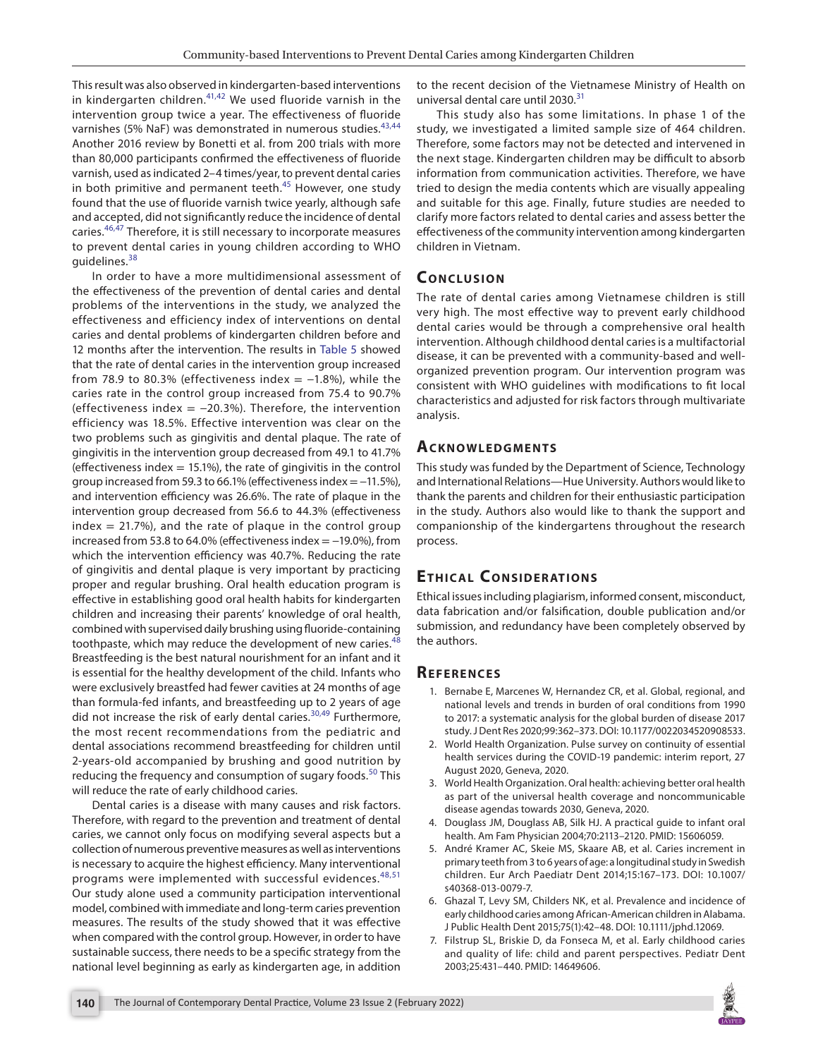This result was also observed in kindergarten-based interventions in kindergarten children.[41,42] We used fluoride varnish in the intervention group twice a year. The effectiveness of fluoride varnishes (5% NaF) was demonstrated in numerous studies.[43,44] Another 2016 review by Bonetti et al. from 200 trials with more than 80,000 participants confirmed the effectiveness of fluoride varnish, used as indicated 2–4 times/year, to prevent dental caries in both primitive and permanent teeth.[45] However, one study found that the use of fluoride varnish twice yearly, although safe and accepted, did not significantly reduce the incidence of dental caries.[46,47] Therefore, it is still necessary to incorporate measures to prevent dental caries in young children according to WHO guidelines.[38]

In order to have a more multidimensional assessment of the effectiveness of the prevention of dental caries and dental problems of the interventions in the study, we analyzed the effectiveness and efficiency index of interventions on dental caries and dental problems of kindergarten children before and 12 months after the intervention. The results in Table 5 showed that the rate of dental caries in the intervention group increased from 78.9 to 80.3% (effectiveness index = −1.8%), while the caries rate in the control group increased from 75.4 to 90.7% (effectiveness index = −20.3%). Therefore, the intervention efficiency was 18.5%. Effective intervention was clear on the two problems such as gingivitis and dental plaque. The rate of gingivitis in the intervention group decreased from 49.1 to 41.7% (effectiveness index = 15.1%), the rate of gingivitis in the control group increased from 59.3 to 66.1% (effectiveness index = −11.5%), and intervention efficiency was 26.6%. The rate of plaque in the intervention group decreased from 56.6 to 44.3% (effectiveness index = 21.7%), and the rate of plaque in the control group increased from 53.8 to 64.0% (effectiveness index = −19.0%), from which the intervention efficiency was 40.7%. Reducing the rate of gingivitis and dental plaque is very important by practicing proper and regular brushing. Oral health education program is effective in establishing good oral health habits for kindergarten children and increasing their parents' knowledge of oral health, combined with supervised daily brushing using fluoride-containing toothpaste, which may reduce the development of new caries.[48] Breastfeeding is the best natural nourishment for an infant and it is essential for the healthy development of the child. Infants who were exclusively breastfed had fewer cavities at 24 months of age than formula-fed infants, and breastfeeding up to 2 years of age did not increase the risk of early dental caries.[30,49] Furthermore, the most recent recommendations from the pediatric and dental associations recommend breastfeeding for children until 2-years-old accompanied by brushing and good nutrition by reducing the frequency and consumption of sugary foods.[50] This will reduce the rate of early childhood caries.

Dental caries is a disease with many causes and risk factors. Therefore, with regard to the prevention and treatment of dental caries, we cannot only focus on modifying several aspects but a collection of numerous preventive measures as well as interventions is necessary to acquire the highest efficiency. Many interventional programs were implemented with successful evidences.[48,51] Our study alone used a community participation interventional model, combined with immediate and long-term caries prevention measures. The results of the study showed that it was effective when compared with the control group. However, in order to have sustainable success, there needs to be a specific strategy from the national level beginning as early as kindergarten age, in addition to the recent decision of the Vietnamese Ministry of Health on universal dental care until 2030.[31]

This study also has some limitations. In phase 1 of the study, we investigated a limited sample size of 464 children. Therefore, some factors may not be detected and intervened in the next stage. Kindergarten children may be difficult to absorb information from communication activities. Therefore, we have tried to design the media contents which are visually appealing and suitable for this age. Finally, future studies are needed to clarify more factors related to dental caries and assess better the effectiveness of the community intervention among kindergarten children in Vietnam.

## Conclusion

The rate of dental caries among Vietnamese children is still very high. The most effective way to prevent early childhood dental caries would be through a comprehensive oral health intervention. Although childhood dental caries is a multifactorial disease, it can be prevented with a community-based and well-organized prevention program. Our intervention program was consistent with WHO guidelines with modifications to fit local characteristics and adjusted for risk factors through multivariate analysis.

## Acknowledgments

This study was funded by the Department of Science, Technology and International Relations—Hue University. Authors would like to thank the parents and children for their enthusiastic participation in the study. Authors also would like to thank the support and companionship of the kindergartens throughout the research process.

## Ethical Considerations

Ethical issues including plagiarism, informed consent, misconduct, data fabrication and/or falsification, double publication and/or submission, and redundancy have been completely observed by the authors.

## References

1. Bernabe E, Marcenes W, Hernandez CR, et al. Global, regional, and national levels and trends in burden of oral conditions from 1990 to 2017: a systematic analysis for the global burden of disease 2017 study. J Dent Res 2020;99:362–373. DOI: 10.1177/0022034520908533.
2. World Health Organization. Pulse survey on continuity of essential health services during the COVID-19 pandemic: interim report, 27 August 2020, Geneva, 2020.
3. World Health Organization. Oral health: achieving better oral health as part of the universal health coverage and noncommunicable disease agendas towards 2030, Geneva, 2020.
4. Douglass JM, Douglass AB, Silk HJ. A practical guide to infant oral health. Am Fam Physician 2004;70:2113–2120. PMID: 15606059.
5. André Kramer AC, Skeie MS, Skaare AB, et al. Caries increment in primary teeth from 3 to 6 years of age: a longitudinal study in Swedish children. Eur Arch Paediatr Dent 2014;15:167–173. DOI: 10.1007/s40368-013-0079-7.
6. Ghazal T, Levy SM, Childers NK, et al. Prevalence and incidence of early childhood caries among African-American children in Alabama. J Public Health Dent 2015;75(1):42–48. DOI: 10.1111/jphd.12069.
7. Filstrup SL, Briskie D, da Fonseca M, et al. Early childhood caries and quality of life: child and parent perspectives. Pediatr Dent 2003;25:431–440. PMID: 14649606.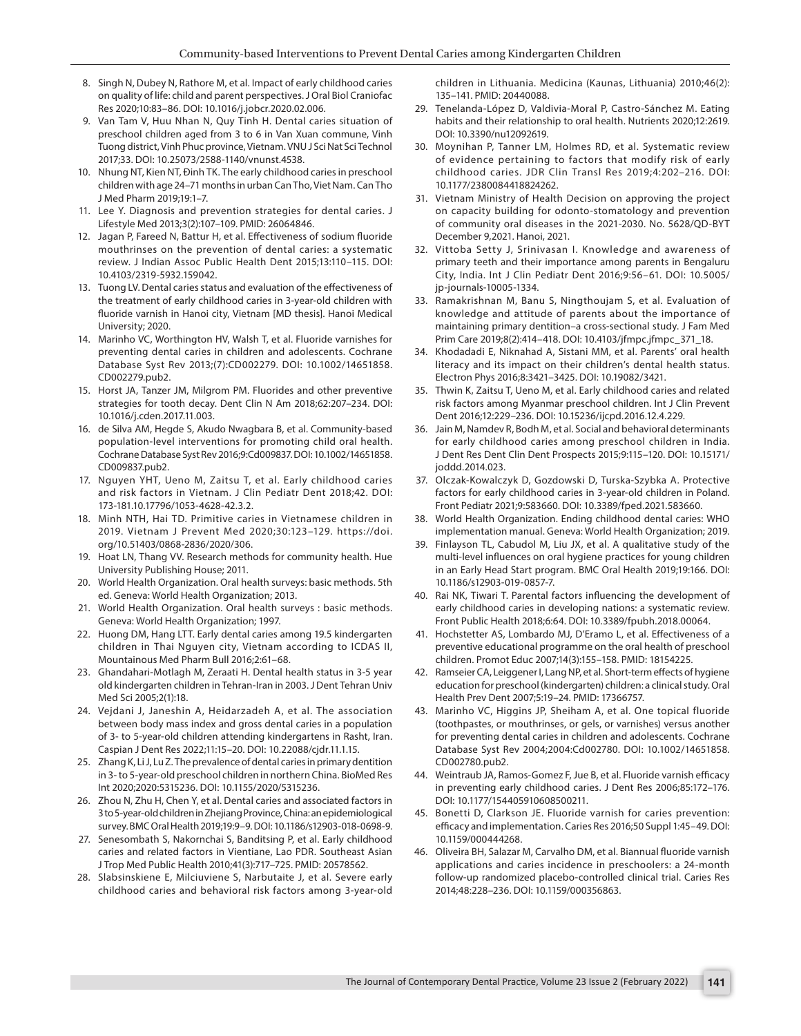8. Singh N, Dubey N, Rathore M, et al. Impact of early childhood caries on quality of life: child and parent perspectives. J Oral Biol Craniofac Res 2020;10:83–86. DOI: 10.1016/j.jobcr.2020.02.006.
9. Van Tam V, Huu Nhan N, Quy Tinh H. Dental caries situation of preschool children aged from 3 to 6 in Van Xuan commune, Vinh Tuong district, Vinh Phuc province, Vietnam. VNU J Sci Nat Sci Technol 2017;33. DOI: 10.25073/2588-1140/vnunst.4538.
10. Nhung NT, Kien NT, Đinh TK. The early childhood caries in preschool children with age 24–71 months in urban Can Tho, Viet Nam. Can Tho J Med Pharm 2019;19:1–7.
11. Lee Y. Diagnosis and prevention strategies for dental caries. J Lifestyle Med 2013;3(2):107–109. PMID: 26064846.
12. Jagan P, Fareed N, Battur H, et al. Effectiveness of sodium fluoride mouthrinses on the prevention of dental caries: a systematic review. J Indian Assoc Public Health Dent 2015;13:110–115. DOI: 10.4103/2319-5932.159042.
13. Tuong LV. Dental caries status and evaluation of the effectiveness of the treatment of early childhood caries in 3-year-old children with fluoride varnish in Hanoi city, Vietnam [MD thesis]. Hanoi Medical University; 2020.
14. Marinho VC, Worthington HV, Walsh T, et al. Fluoride varnishes for preventing dental caries in children and adolescents. Cochrane Database Syst Rev 2013;(7):CD002279. DOI: 10.1002/14651858.CD002279.pub2.
15. Horst JA, Tanzer JM, Milgrom PM. Fluorides and other preventive strategies for tooth decay. Dent Clin N Am 2018;62:207–234. DOI: 10.1016/j.cden.2017.11.003.
16. de Silva AM, Hegde S, Akudo Nwagbara B, et al. Community-based population-level interventions for promoting child oral health. Cochrane Database Syst Rev 2016;9:Cd009837. DOI: 10.1002/14651858.CD009837.pub2.
17. Nguyen YHT, Ueno M, Zaitsu T, et al. Early childhood caries and risk factors in Vietnam. J Clin Pediatr Dent 2018;42. DOI: 173-181.10.17796/1053-4628-42.3.2.
18. Minh NTH, Hai TD. Primitive caries in Vietnamese children in 2019. Vietnam J Prevent Med 2020;30:123–129. https://doi.org/10.51403/0868-2836/2020/306.
19. Hoat LN, Thang VV. Research methods for community health. Hue University Publishing House; 2011.
20. World Health Organization. Oral health surveys: basic methods. 5th ed. Geneva: World Health Organization; 2013.
21. World Health Organization. Oral health surveys : basic methods. Geneva: World Health Organization; 1997.
22. Huong DM, Hang LTT. Early dental caries among 19.5 kindergarten children in Thai Nguyen city, Vietnam according to ICDAS II, Mountainous Med Pharm Bull 2016;2:61–68.
23. Ghandahari-Motlagh M, Zeraati H. Dental health status in 3-5 year old kindergarten children in Tehran-Iran in 2003. J Dent Tehran Univ Med Sci 2005;2(1):18.
24. Vejdani J, Janeshin A, Heidarzadeh A, et al. The association between body mass index and gross dental caries in a population of 3- to 5-year-old children attending kindergartens in Rasht, Iran. Caspian J Dent Res 2022;11:15–20. DOI: 10.22088/cjdr.11.1.15.
25. Zhang K, Li J, Lu Z. The prevalence of dental caries in primary dentition in 3- to 5-year-old preschool children in northern China. BioMed Res Int 2020;2020:5315236. DOI: 10.1155/2020/5315236.
26. Zhou N, Zhu H, Chen Y, et al. Dental caries and associated factors in 3 to 5-year-old children in Zhejiang Province, China: an epidemiological survey. BMC Oral Health 2019;19:9–9. DOI: 10.1186/s12903-018-0698-9.
27. Senesombath S, Nakornchai S, Banditsing P, et al. Early childhood caries and related factors in Vientiane, Lao PDR. Southeast Asian J Trop Med Public Health 2010;41(3):717–725. PMID: 20578562.
28. Slabsinskiene E, Milciuviene S, Narbutaite J, et al. Severe early childhood caries and behavioral risk factors among 3-year-old children in Lithuania. Medicina (Kaunas, Lithuania) 2010;46(2): 135–141. PMID: 20440088.
29. Tenelanda-López D, Valdivia-Moral P, Castro-Sánchez M. Eating habits and their relationship to oral health. Nutrients 2020;12:2619. DOI: 10.3390/nu12092619.
30. Moynihan P, Tanner LM, Holmes RD, et al. Systematic review of evidence pertaining to factors that modify risk of early childhood caries. JDR Clin Transl Res 2019;4:202–216. DOI: 10.1177/2380084418824262.
31. Vietnam Ministry of Health Decision on approving the project on capacity building for odonto-stomatology and prevention of community oral diseases in the 2021-2030. No. 5628/QD-BYT December 9,2021. Hanoi, 2021.
32. Vittoba Setty J, Srinivasan I. Knowledge and awareness of primary teeth and their importance among parents in Bengaluru City, India. Int J Clin Pediatr Dent 2016;9:56–61. DOI: 10.5005/jp-journals-10005-1334.
33. Ramakrishnan M, Banu S, Ningthoujam S, et al. Evaluation of knowledge and attitude of parents about the importance of maintaining primary dentition–a cross-sectional study. J Fam Med Prim Care 2019;8(2):414–418. DOI: 10.4103/jfmpc.jfmpc_371_18.
34. Khodadadi E, Niknahad A, Sistani MM, et al. Parents' oral health literacy and its impact on their children's dental health status. Electron Phys 2016;8:3421–3425. DOI: 10.19082/3421.
35. Thwin K, Zaitsu T, Ueno M, et al. Early childhood caries and related risk factors among Myanmar preschool children. Int J Clin Prevent Dent 2016;12:229–236. DOI: 10.15236/ijcpd.2016.12.4.229.
36. Jain M, Namdev R, Bodh M, et al. Social and behavioral determinants for early childhood caries among preschool children in India. J Dent Res Dent Clin Dent Prospects 2015;9:115–120. DOI: 10.15171/joddd.2014.023.
37. Olczak-Kowalczyk D, Gozdowski D, Turska-Szybka A. Protective factors for early childhood caries in 3-year-old children in Poland. Front Pediatr 2021;9:583660. DOI: 10.3389/fped.2021.583660.
38. World Health Organization. Ending childhood dental caries: WHO implementation manual. Geneva: World Health Organization; 2019.
39. Finlayson TL, Cabudol M, Liu JX, et al. A qualitative study of the multi-level influences on oral hygiene practices for young children in an Early Head Start program. BMC Oral Health 2019;19:166. DOI: 10.1186/s12903-019-0857-7.
40. Rai NK, Tiwari T. Parental factors influencing the development of early childhood caries in developing nations: a systematic review. Front Public Health 2018;6:64. DOI: 10.3389/fpubh.2018.00064.
41. Hochstetter AS, Lombardo MJ, D'Eramo L, et al. Effectiveness of a preventive educational programme on the oral health of preschool children. Promot Educ 2007;14(3):155–158. PMID: 18154225.
42. Ramseier CA, Leiggener I, Lang NP, et al. Short-term effects of hygiene education for preschool (kindergarten) children: a clinical study. Oral Health Prev Dent 2007;5:19–24. PMID: 17366757.
43. Marinho VC, Higgins JP, Sheiham A, et al. One topical fluoride (toothpastes, or mouthrinses, or gels, or varnishes) versus another for preventing dental caries in children and adolescents. Cochrane Database Syst Rev 2004;2004:Cd002780. DOI: 10.1002/14651858.CD002780.pub2.
44. Weintraub JA, Ramos-Gomez F, Jue B, et al. Fluoride varnish efficacy in preventing early childhood caries. J Dent Res 2006;85:172–176. DOI: 10.1177/154405910608500211.
45. Bonetti D, Clarkson JE. Fluoride varnish for caries prevention: efficacy and implementation. Caries Res 2016;50 Suppl 1:45–49. DOI: 10.1159/000444268.
46. Oliveira BH, Salazar M, Carvalho DM, et al. Biannual fluoride varnish applications and caries incidence in preschoolers: a 24-month follow-up randomized placebo-controlled clinical trial. Caries Res 2014;48:228–236. DOI: 10.1159/000356863.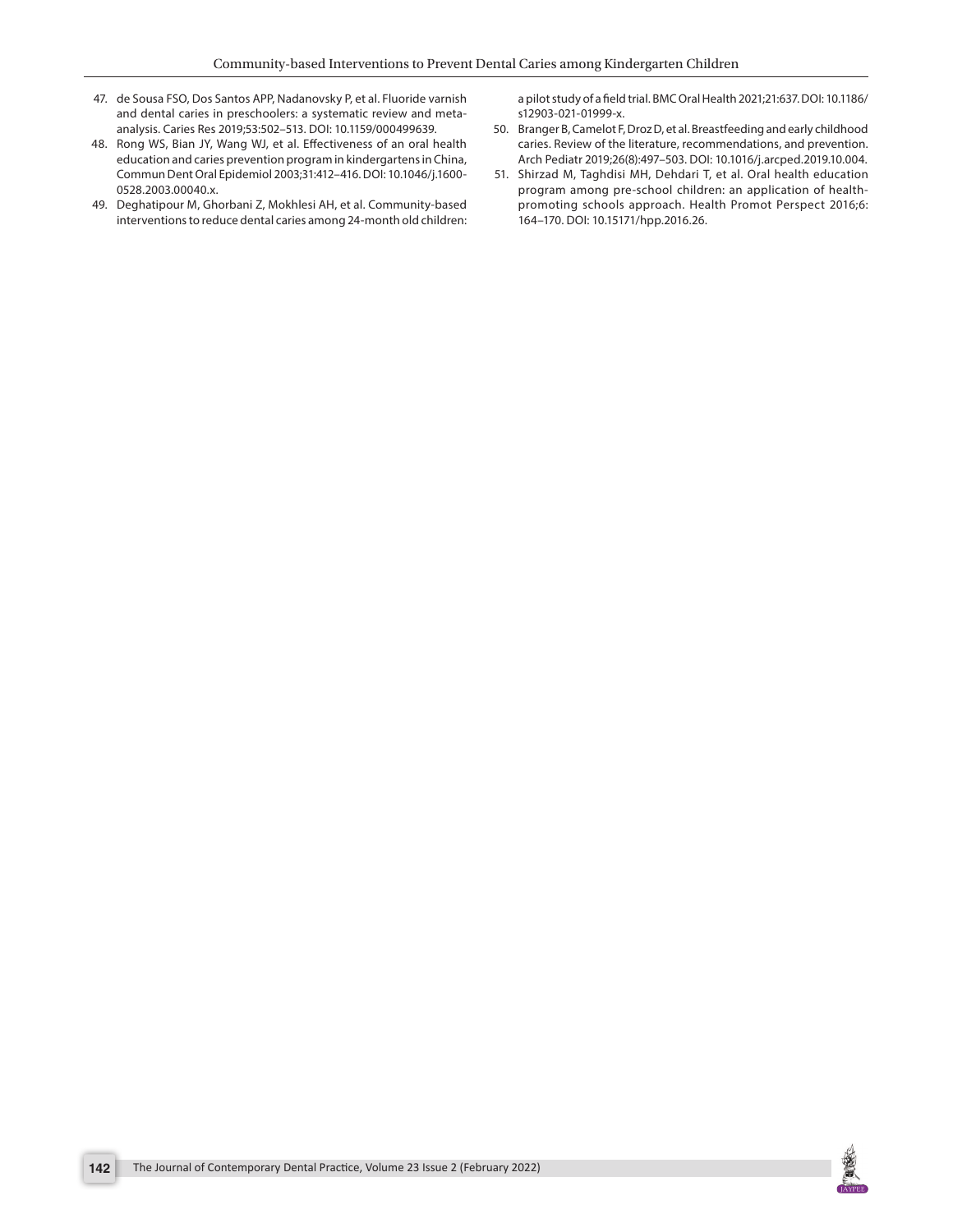47. de Sousa FSO, Dos Santos APP, Nadanovsky P, et al. Fluoride varnish and dental caries in preschoolers: a systematic review and meta-analysis. Caries Res 2019;53:502–513. DOI: 10.1159/000499639.
48. Rong WS, Bian JY, Wang WJ, et al. Effectiveness of an oral health education and caries prevention program in kindergartens in China, Commun Dent Oral Epidemiol 2003;31:412–416. DOI: 10.1046/j.1600-0528.2003.00040.x.
49. Deghatipour M, Ghorbani Z, Mokhlesi AH, et al. Community-based interventions to reduce dental caries among 24-month old children: a pilot study of a field trial. BMC Oral Health 2021;21:637. DOI: 10.1186/s12903-021-01999-x.
50. Branger B, Camelot F, Droz D, et al. Breastfeeding and early childhood caries. Review of the literature, recommendations, and prevention. Arch Pediatr 2019;26(8):497–503. DOI: 10.1016/j.arcped.2019.10.004.
51. Shirzad M, Taghdisi MH, Dehdari T, et al. Oral health education program among pre-school children: an application of health-promoting schools approach. Health Promot Perspect 2016;6:164–170. DOI: 10.15171/hpp.2016.26.